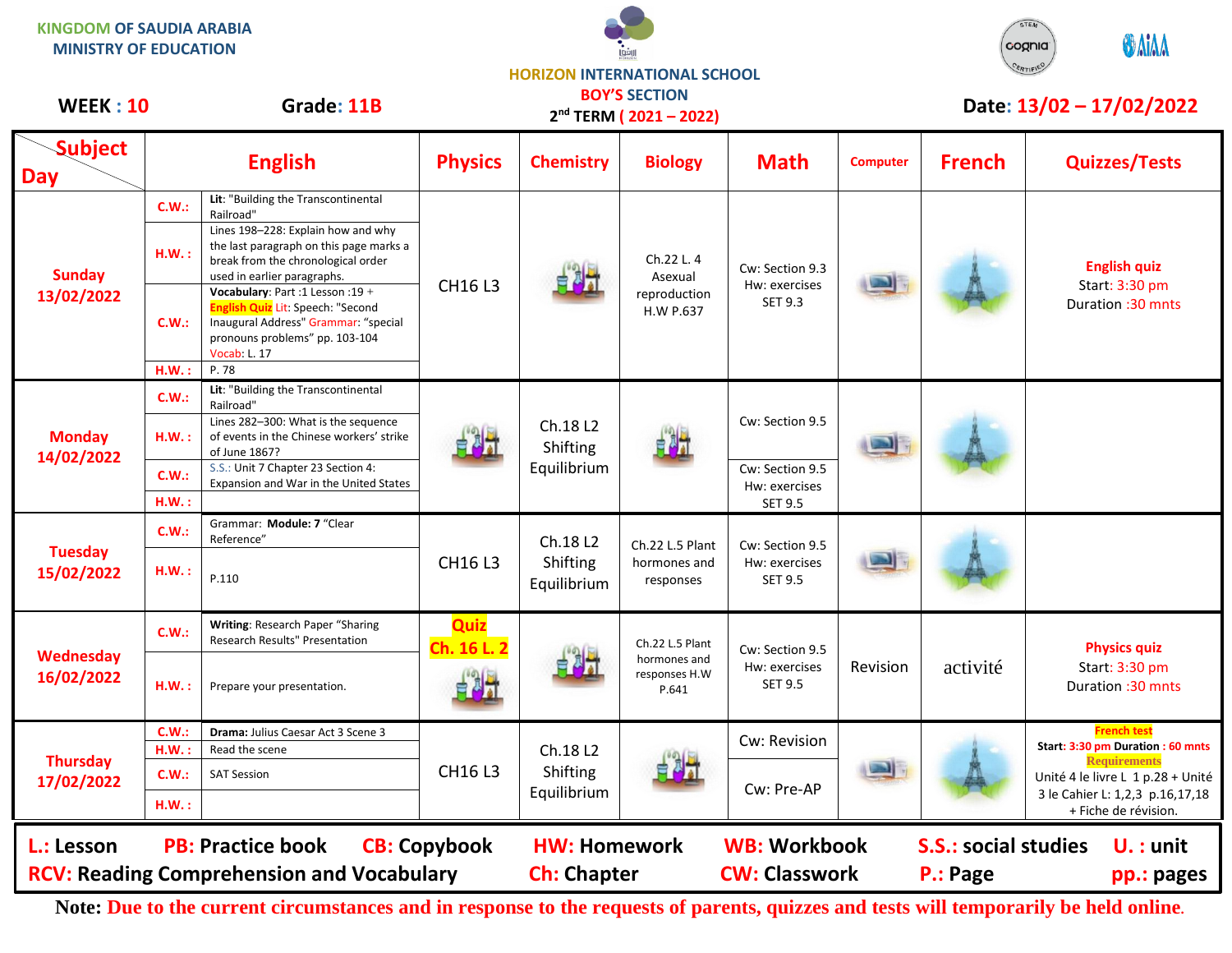KINGDOM OF SAUDIA ARABIA
MINISTRY OF EDUCATION

HORIZON INTERNATIONAL SCHOOL
BOY'S SECTION
2nd TERM ( 2021 – 2022)

**WEEK : 10** **Grade: 11B** **Date: 13/02 – 17/02/2022**

| Day \ Subject | English | | Physics | Chemistry | Biology | Math | Computer | French | Quizzes/Tests |
|---|---|---|---|---|---|---|---|---|---|
| Sunday 13/02/2022 | C.W.: | Lit: "Building the Transcontinental Railroad" | CH16 L3 | | Ch.22 L. 4 Asexual reproduction H.W P.637 | Cw: Section 9.3 Hw: exercises SET 9.3 | | | English quiz Start: 3:30 pm Duration :30 mnts |
| | H.W. : | Lines 198–228: Explain how and why the last paragraph on this page marks a break from the chronological order used in earlier paragraphs. | | | | | | | |
| | C.W.: | Vocabulary: Part :1 Lesson :19 + English Quiz Lit: Speech: "Second Inaugural Address" Grammar: "special pronouns problems" pp. 103-104 Vocab: L. 17 | | | | | | | |
| | H.W. : | P. 78 | | | | | | | |
| Monday 14/02/2022 | C.W.: | Lit: "Building the Transcontinental Railroad" | | Ch.18 L2 Shifting Equilibrium | | Cw: Section 9.5 | | | |
| | H.W. : | Lines 282–300: What is the sequence of events in the Chinese workers' strike of June 1867? | | | | | | | |
| | C.W.: | S.S.: Unit 7 Chapter 23 Section 4: Expansion and War in the United States | | | | Cw: Section 9.5 Hw: exercises SET 9.5 | | | |
| | H.W. : | | | | | | | | |
| Tuesday 15/02/2022 | C.W.: | Grammar: Module: 7 "Clear Reference" | CH16 L3 | Ch.18 L2 Shifting Equilibrium | Ch.22 L.5 Plant hormones and responses | Cw: Section 9.5 Hw: exercises SET 9.5 | | | |
| | H.W. : | P.110 | | | | | | | |
| Wednesday 16/02/2022 | C.W.: | Writing: Research Paper "Sharing Research Results" Presentation | Quiz Ch. 16 L. 2 | | Ch.22 L.5 Plant hormones and responses H.W P.641 | Cw: Section 9.5 Hw: exercises SET 9.5 | Revision | activité | Physics quiz Start: 3:30 pm Duration :30 mnts |
| | H.W. : | Prepare your presentation. | | | | | | | |
| Thursday 17/02/2022 | C.W.: | Drama: Julius Caesar Act 3 Scene 3 | CH16 L3 | Ch.18 L2 Shifting Equilibrium | | Cw: Revision | | | French test Start: 3:30 pm Duration : 60 mnts Requirements Unité 4 le livre L 1 p.28 + Unité 3 le Cahier L: 1,2,3 p.16,17,18 + Fiche de révision. |
| | H.W. : | Read the scene | | | | | | | |
| | C.W.: | SAT Session | | | | Cw: Pre-AP | | | |
| | H.W. : | | | | | | | | |

**L.: Lesson** **PB: Practice book** **CB: Copybook** **HW: Homework** **WB: Workbook** **S.S.: social studies** **U. : unit**
**RCV: Reading Comprehension and Vocabulary** **Ch: Chapter** **CW: Classwork** **P.: Page** **pp.: pages**

**Note: Due to the current circumstances and in response to the requests of parents, quizzes and tests will temporarily be held online.**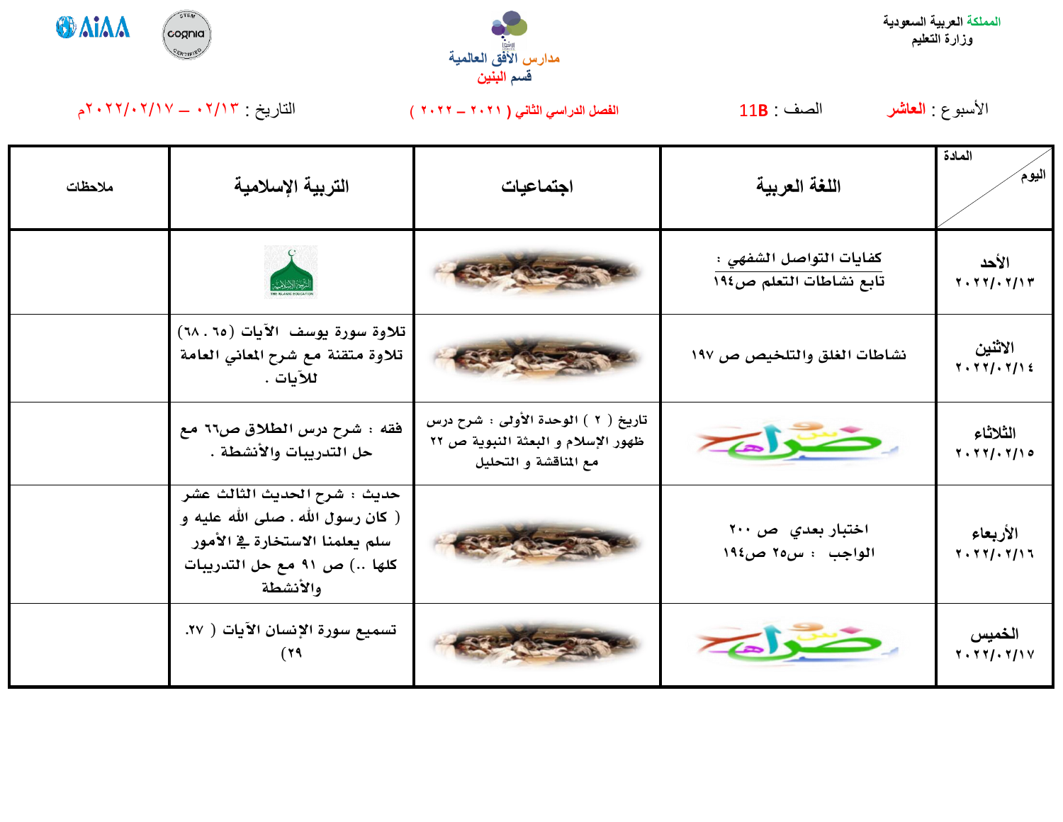المملكة العربية السعودية
وزارة التعليم

مدارس الأفق العالمية
قسم البنين

الأسبوع : العاشر　　الصف : 11B　　الفصل الدراسي الثاني ( ٢٠٢١ – ٢٠٢٢ )　　التاريخ : ٠٢/١٣ – ٢٠٢٢/٠٢/١٧م

| المادة / اليوم | اللغة العربية | اجتماعيات | التربية الإسلامية | ملاحظات |
|---|---|---|---|---|
| الأحد ٢٠٢٢/٠٢/١٣ | كفايات التواصل الشفهي : تابع نشاطات التعلم ص١٩٤ | | | |
| الاثنين ٢٠٢٢/٠٢/١٤ | نشاطات الغلق والتلخيص ص ١٩٧ | | تلاوة سورة يوسف الآيات (٦٥ . ٦٨) تلاوة متقنة مع شرح المعاني العامة للآيات . | |
| الثلاثاء ٢٠٢٢/٠٢/١٥ | | تاريخ ( ٢ ) الوحدة الأولى : شرح درس ظهور الإسلام و البعثة النبوية ص ٢٢ مع المناقشة و التحليل | فقه : شرح درس الطلاق ص٦٦ مع حل التدريبات والأنشطة . | |
| الأربعاء ٢٠٢٢/٠٢/١٦ | اختبار بعدي ص ٢٠٠ الواجب : س٢٥ ص١٩٤ | | حديث : شرح الحديث الثالث عشر ( كان رسول الله . صلى الله عليه و سلم يعلمنا الاستخارة في الأمور كلها ..) ص ٩١ مع حل التدريبات والأنشطة | |
| الخميس ٢٠٢٢/٠٢/١٧ | | | تسميع سورة الإنسان الآيات ( ٢٧. ٢٩) | |